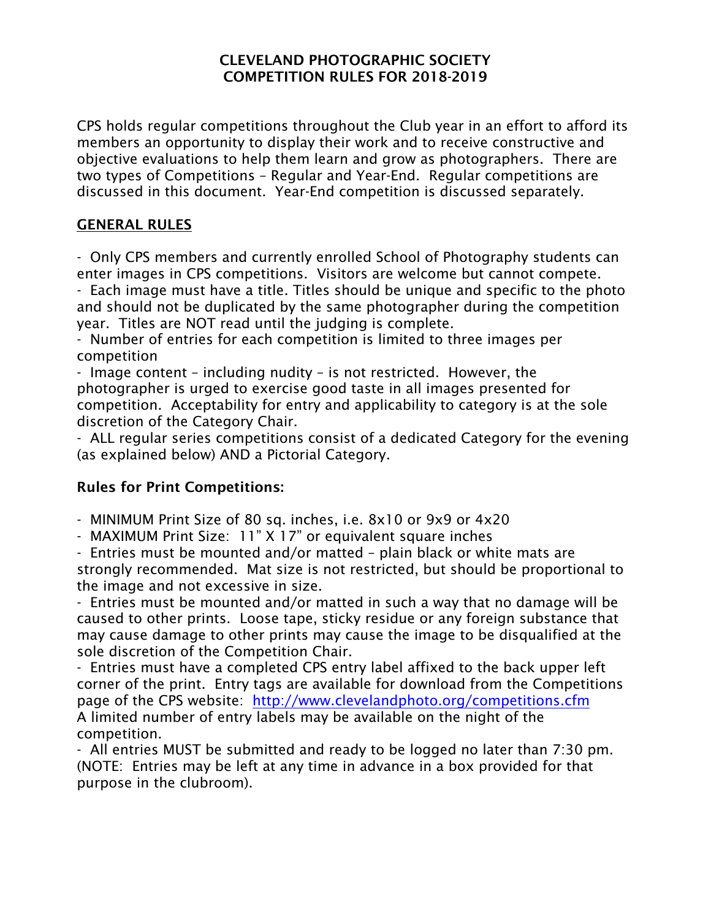# CLEVELAND PHOTOGRAPHIC SOCIETY
# COMPETITION RULES FOR 2018-2019

CPS holds regular competitions throughout the Club year in an effort to afford its members an opportunity to display their work and to receive constructive and objective evaluations to help them learn and grow as photographers. There are two types of Competitions – Regular and Year-End. Regular competitions are discussed in this document. Year-End competition is discussed separately.

## GENERAL RULES

- Only CPS members and currently enrolled School of Photography students can enter images in CPS competitions. Visitors are welcome but cannot compete.
- Each image must have a title. Titles should be unique and specific to the photo and should not be duplicated by the same photographer during the competition year. Titles are NOT read until the judging is complete.
- Number of entries for each competition is limited to three images per competition
- Image content – including nudity – is not restricted. However, the photographer is urged to exercise good taste in all images presented for competition. Acceptability for entry and applicability to category is at the sole discretion of the Category Chair.
- ALL regular series competitions consist of a dedicated Category for the evening (as explained below) AND a Pictorial Category.

### Rules for Print Competitions:

- MINIMUM Print Size of 80 sq. inches, i.e. 8x10 or 9x9 or 4x20
- MAXIMUM Print Size: 11" X 17" or equivalent square inches
- Entries must be mounted and/or matted – plain black or white mats are strongly recommended. Mat size is not restricted, but should be proportional to the image and not excessive in size.
- Entries must be mounted and/or matted in such a way that no damage will be caused to other prints. Loose tape, sticky residue or any foreign substance that may cause damage to other prints may cause the image to be disqualified at the sole discretion of the Competition Chair.
- Entries must have a completed CPS entry label affixed to the back upper left corner of the print. Entry tags are available for download from the Competitions page of the CPS website: http://www.clevelandphoto.org/competitions.cfm
A limited number of entry labels may be available on the night of the competition.
- All entries MUST be submitted and ready to be logged no later than 7:30 pm. (NOTE: Entries may be left at any time in advance in a box provided for that purpose in the clubroom).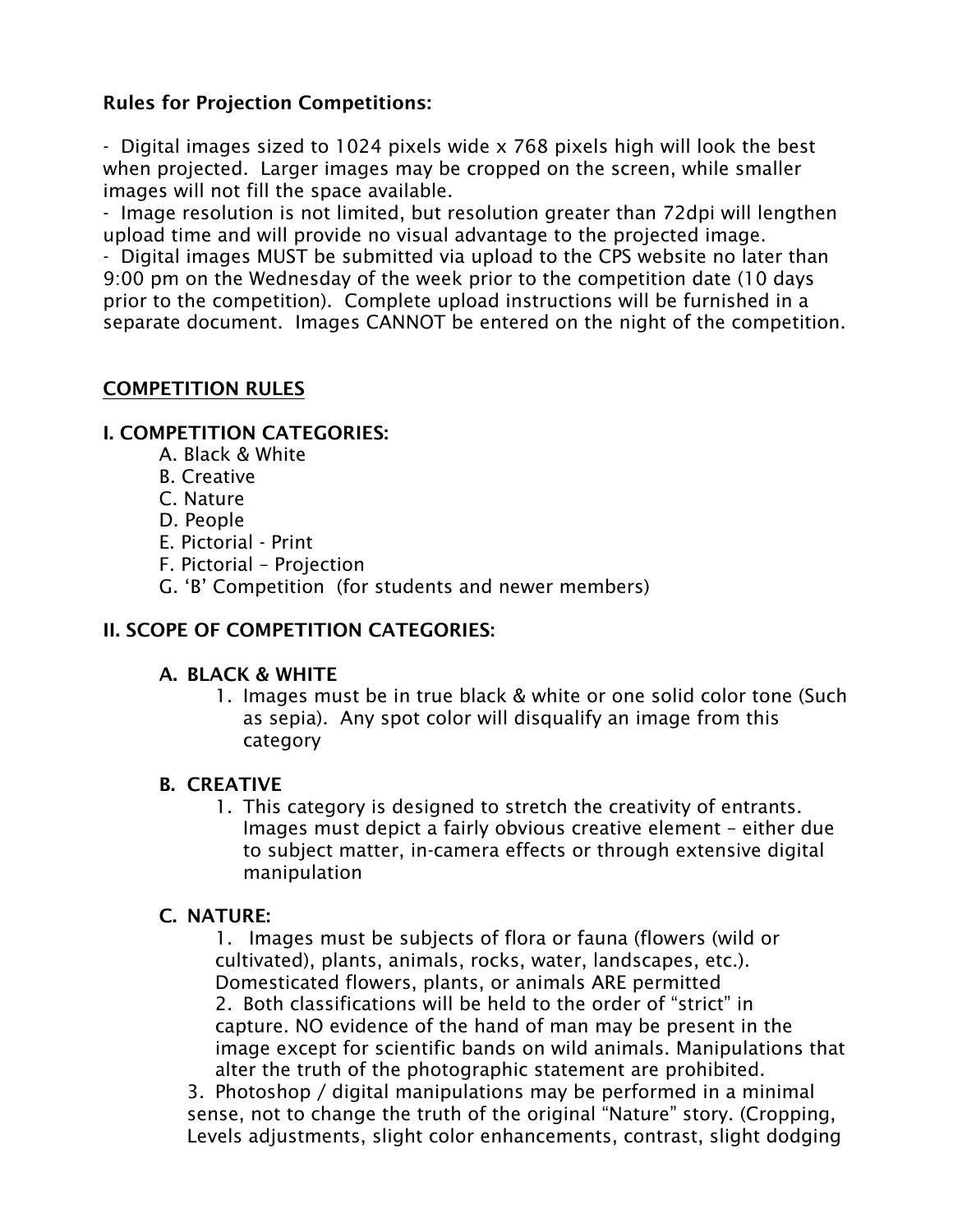**Rules for Projection Competitions:**

- Digital images sized to 1024 pixels wide x 768 pixels high will look the best when projected. Larger images may be cropped on the screen, while smaller images will not fill the space available.
- Image resolution is not limited, but resolution greater than 72dpi will lengthen upload time and will provide no visual advantage to the projected image.
- Digital images MUST be submitted via upload to the CPS website no later than 9:00 pm on the Wednesday of the week prior to the competition date (10 days prior to the competition). Complete upload instructions will be furnished in a separate document. Images CANNOT be entered on the night of the competition.

## COMPETITION RULES

### I. COMPETITION CATEGORIES:

A. Black & White
B. Creative
C. Nature
D. People
E. Pictorial - Print
F. Pictorial – Projection
G. 'B' Competition (for students and newer members)

### II. SCOPE OF COMPETITION CATEGORIES:

#### A. BLACK & WHITE

1. Images must be in true black & white or one solid color tone (Such as sepia). Any spot color will disqualify an image from this category

#### B. CREATIVE

1. This category is designed to stretch the creativity of entrants. Images must depict a fairly obvious creative element – either due to subject matter, in-camera effects or through extensive digital manipulation

#### C. NATURE:

1. Images must be subjects of flora or fauna (flowers (wild or cultivated), plants, animals, rocks, water, landscapes, etc.). Domesticated flowers, plants, or animals ARE permitted
2. Both classifications will be held to the order of "strict" in capture. NO evidence of the hand of man may be present in the image except for scientific bands on wild animals. Manipulations that alter the truth of the photographic statement are prohibited.
3. Photoshop / digital manipulations may be performed in a minimal sense, not to change the truth of the original "Nature" story. (Cropping, Levels adjustments, slight color enhancements, contrast, slight dodging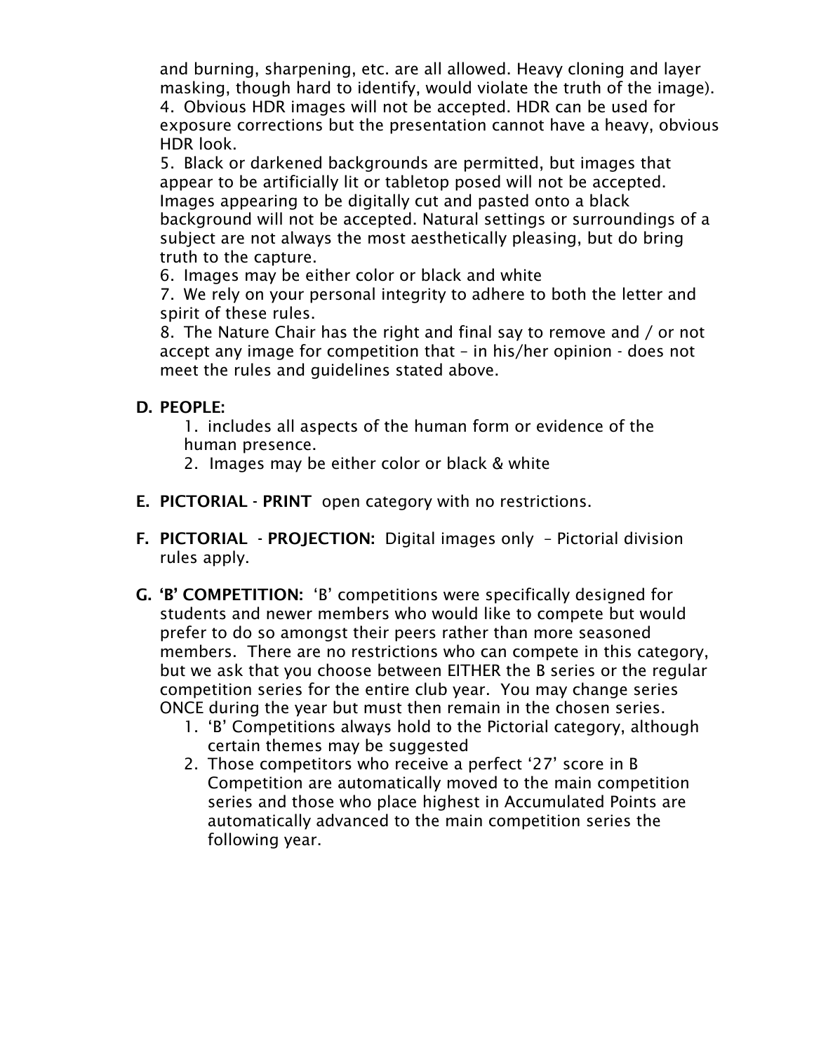and burning, sharpening, etc. are all allowed. Heavy cloning and layer masking, though hard to identify, would violate the truth of the image).

4. Obvious HDR images will not be accepted. HDR can be used for exposure corrections but the presentation cannot have a heavy, obvious HDR look.
5. Black or darkened backgrounds are permitted, but images that appear to be artificially lit or tabletop posed will not be accepted. Images appearing to be digitally cut and pasted onto a black background will not be accepted. Natural settings or surroundings of a subject are not always the most aesthetically pleasing, but do bring truth to the capture.
6. Images may be either color or black and white
7. We rely on your personal integrity to adhere to both the letter and spirit of these rules.
8. The Nature Chair has the right and final say to remove and / or not accept any image for competition that – in his/her opinion - does not meet the rules and guidelines stated above.

**D. PEOPLE:**

1. includes all aspects of the human form or evidence of the human presence.
2. Images may be either color or black & white

**E. PICTORIAL - PRINT** open category with no restrictions.

**F. PICTORIAL - PROJECTION:** Digital images only – Pictorial division rules apply.

**G. 'B' COMPETITION:** 'B' competitions were specifically designed for students and newer members who would like to compete but would prefer to do so amongst their peers rather than more seasoned members. There are no restrictions who can compete in this category, but we ask that you choose between EITHER the B series or the regular competition series for the entire club year. You may change series ONCE during the year but must then remain in the chosen series.

1. 'B' Competitions always hold to the Pictorial category, although certain themes may be suggested
2. Those competitors who receive a perfect '27' score in B Competition are automatically moved to the main competition series and those who place highest in Accumulated Points are automatically advanced to the main competition series the following year.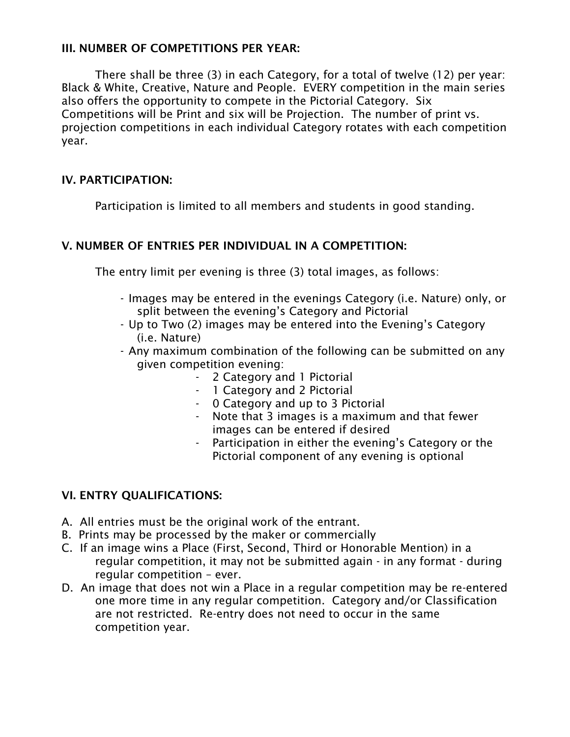### III. NUMBER OF COMPETITIONS PER YEAR:

There shall be three (3) in each Category, for a total of twelve (12) per year: Black & White, Creative, Nature and People. EVERY competition in the main series also offers the opportunity to compete in the Pictorial Category. Six Competitions will be Print and six will be Projection. The number of print vs. projection competitions in each individual Category rotates with each competition year.

### IV. PARTICIPATION:

Participation is limited to all members and students in good standing.

### V. NUMBER OF ENTRIES PER INDIVIDUAL IN A COMPETITION:

The entry limit per evening is three (3) total images, as follows:

- Images may be entered in the evenings Category (i.e. Nature) only, or split between the evening's Category and Pictorial
- Up to Two (2) images may be entered into the Evening's Category (i.e. Nature)
- Any maximum combination of the following can be submitted on any given competition evening:
  - 2 Category and 1 Pictorial
  - 1 Category and 2 Pictorial
  - 0 Category and up to 3 Pictorial
  - Note that 3 images is a maximum and that fewer images can be entered if desired
  - Participation in either the evening's Category or the Pictorial component of any evening is optional

### VI. ENTRY QUALIFICATIONS:

A. All entries must be the original work of the entrant.

B. Prints may be processed by the maker or commercially

C. If an image wins a Place (First, Second, Third or Honorable Mention) in a regular competition, it may not be submitted again - in any format - during regular competition – ever.

D. An image that does not win a Place in a regular competition may be re-entered one more time in any regular competition. Category and/or Classification are not restricted. Re-entry does not need to occur in the same competition year.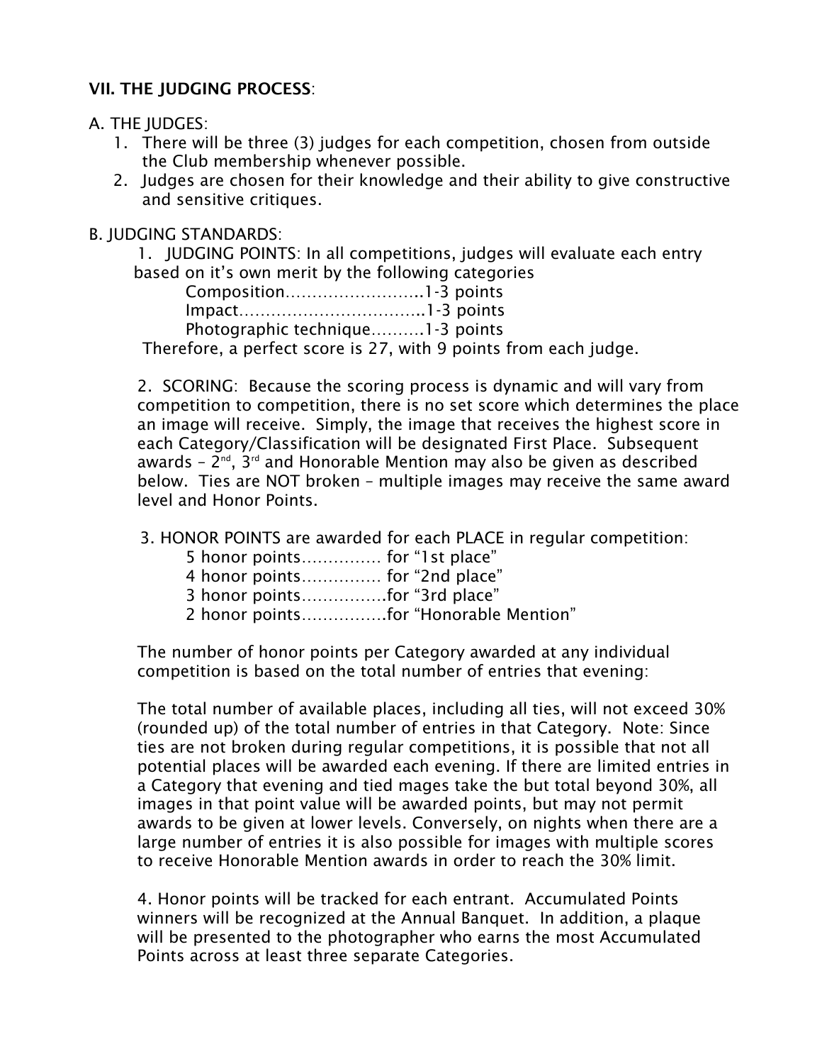**VII. THE JUDGING PROCESS**:

A. THE JUDGES:

1. There will be three (3) judges for each competition, chosen from outside the Club membership whenever possible.
2. Judges are chosen for their knowledge and their ability to give constructive and sensitive critiques.

B. JUDGING STANDARDS:

1. JUDGING POINTS: In all competitions, judges will evaluate each entry based on it's own merit by the following categories

   Composition……………………..1-3 points
   Impact……………………………..1-3 points
   Photographic technique……….1-3 points

   Therefore, a perfect score is 27, with 9 points from each judge.

2. SCORING: Because the scoring process is dynamic and will vary from competition to competition, there is no set score which determines the place an image will receive. Simply, the image that receives the highest score in each Category/Classification will be designated First Place. Subsequent awards – 2nd, 3rd and Honorable Mention may also be given as described below. Ties are NOT broken – multiple images may receive the same award level and Honor Points.

3. HONOR POINTS are awarded for each PLACE in regular competition:

   5 honor points………….. for "1st place"
   4 honor points………….. for "2nd place"
   3 honor points…………….for "3rd place"
   2 honor points…………….for "Honorable Mention"

   The number of honor points per Category awarded at any individual competition is based on the total number of entries that evening:

   The total number of available places, including all ties, will not exceed 30% (rounded up) of the total number of entries in that Category. Note: Since ties are not broken during regular competitions, it is possible that not all potential places will be awarded each evening. If there are limited entries in a Category that evening and tied mages take the but total beyond 30%, all images in that point value will be awarded points, but may not permit awards to be given at lower levels. Conversely, on nights when there are a large number of entries it is also possible for images with multiple scores to receive Honorable Mention awards in order to reach the 30% limit.

4. Honor points will be tracked for each entrant. Accumulated Points winners will be recognized at the Annual Banquet. In addition, a plaque will be presented to the photographer who earns the most Accumulated Points across at least three separate Categories.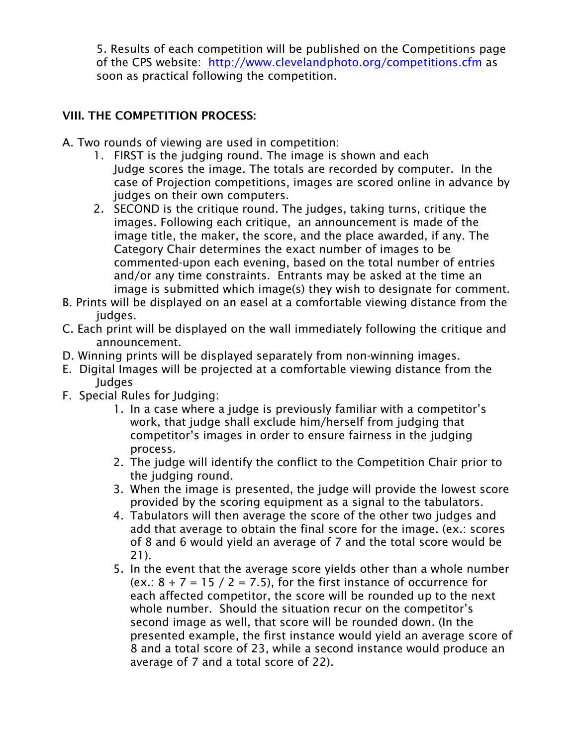5. Results of each competition will be published on the Competitions page of the CPS website: [http://www.clevelandphoto.org/competitions.cfm](http://www.clevelandphoto.org/competitions.cfm) as soon as practical following the competition.

## VIII. THE COMPETITION PROCESS:

A. Two rounds of viewing are used in competition:

1. FIRST is the judging round. The image is shown and each Judge scores the image. The totals are recorded by computer. In the case of Projection competitions, images are scored online in advance by judges on their own computers.
2. SECOND is the critique round. The judges, taking turns, critique the images. Following each critique, an announcement is made of the image title, the maker, the score, and the place awarded, if any. The Category Chair determines the exact number of images to be commented-upon each evening, based on the total number of entries and/or any time constraints. Entrants may be asked at the time an image is submitted which image(s) they wish to designate for comment.

B. Prints will be displayed on an easel at a comfortable viewing distance from the judges.

C. Each print will be displayed on the wall immediately following the critique and announcement.

D. Winning prints will be displayed separately from non-winning images.

E. Digital Images will be projected at a comfortable viewing distance from the Judges

F. Special Rules for Judging:

1. In a case where a judge is previously familiar with a competitor's work, that judge shall exclude him/herself from judging that competitor's images in order to ensure fairness in the judging process.
2. The judge will identify the conflict to the Competition Chair prior to the judging round.
3. When the image is presented, the judge will provide the lowest score provided by the scoring equipment as a signal to the tabulators.
4. Tabulators will then average the score of the other two judges and add that average to obtain the final score for the image. (ex.: scores of 8 and 6 would yield an average of 7 and the total score would be 21).
5. In the event that the average score yields other than a whole number (ex.: 8 + 7 = 15 / 2 = 7.5), for the first instance of occurrence for each affected competitor, the score will be rounded up to the next whole number. Should the situation recur on the competitor's second image as well, that score will be rounded down. (In the presented example, the first instance would yield an average score of 8 and a total score of 23, while a second instance would produce an average of 7 and a total score of 22).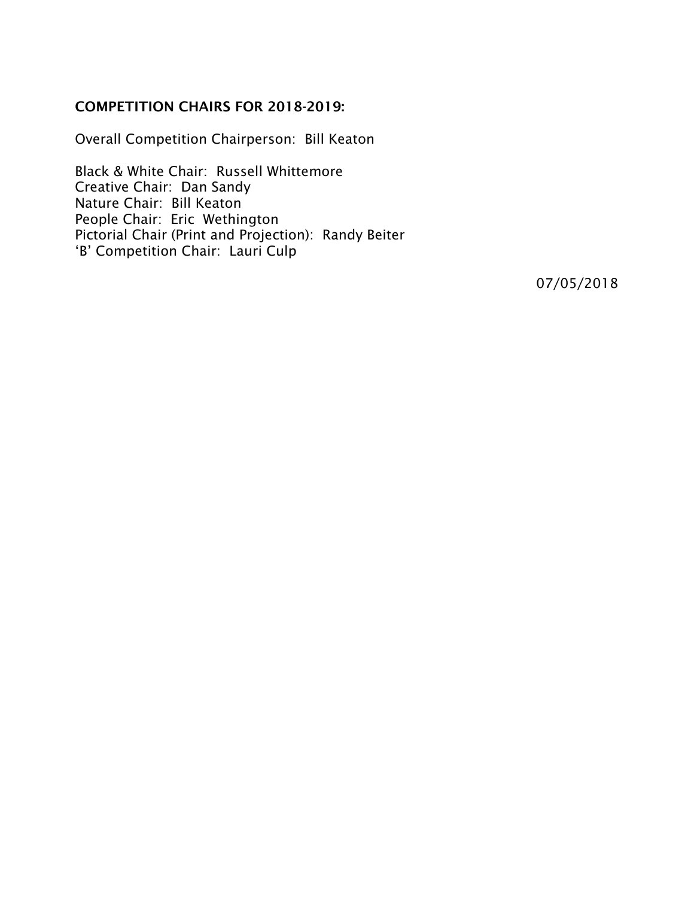**COMPETITION CHAIRS FOR 2018-2019:**

Overall Competition Chairperson: Bill Keaton

Black & White Chair: Russell Whittemore
Creative Chair: Dan Sandy
Nature Chair: Bill Keaton
People Chair: Eric Wethington
Pictorial Chair (Print and Projection): Randy Beiter
'B' Competition Chair: Lauri Culp

07/05/2018